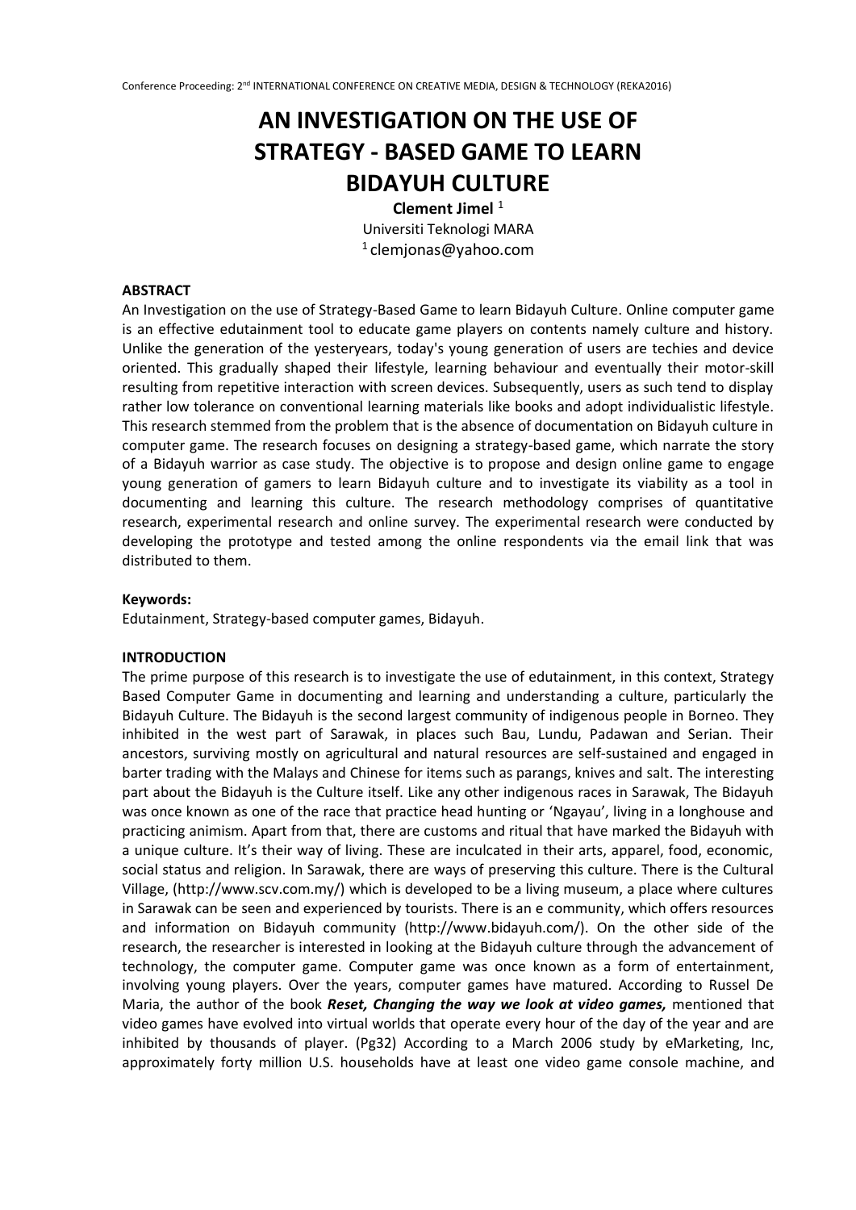# AN INVESTIGATION ON THE USE OF STRATEGY - BASED GAME TO LEARN BIDAYUH CULTURE

**Clement Jimel** [1]

Universiti Teknologi MARA

[1] clemjonas@yahoo.com

**ABSTRACT**

An Investigation on the use of Strategy-Based Game to learn Bidayuh Culture. Online computer game is an effective edutainment tool to educate game players on contents namely culture and history. Unlike the generation of the yesteryears, today's young generation of users are techies and device oriented. This gradually shaped their lifestyle, learning behaviour and eventually their motor-skill resulting from repetitive interaction with screen devices. Subsequently, users as such tend to display rather low tolerance on conventional learning materials like books and adopt individualistic lifestyle. This research stemmed from the problem that is the absence of documentation on Bidayuh culture in computer game. The research focuses on designing a strategy-based game, which narrate the story of a Bidayuh warrior as case study. The objective is to propose and design online game to engage young generation of gamers to learn Bidayuh culture and to investigate its viability as a tool in documenting and learning this culture. The research methodology comprises of quantitative research, experimental research and online survey. The experimental research were conducted by developing the prototype and tested among the online respondents via the email link that was distributed to them.

**Keywords:**

Edutainment, Strategy-based computer games, Bidayuh.

**INTRODUCTION**

The prime purpose of this research is to investigate the use of edutainment, in this context, Strategy Based Computer Game in documenting and learning and understanding a culture, particularly the Bidayuh Culture. The Bidayuh is the second largest community of indigenous people in Borneo. They inhibited in the west part of Sarawak, in places such Bau, Lundu, Padawan and Serian. Their ancestors, surviving mostly on agricultural and natural resources are self-sustained and engaged in barter trading with the Malays and Chinese for items such as parangs, knives and salt. The interesting part about the Bidayuh is the Culture itself. Like any other indigenous races in Sarawak, The Bidayuh was once known as one of the race that practice head hunting or 'Ngayau', living in a longhouse and practicing animism. Apart from that, there are customs and ritual that have marked the Bidayuh with a unique culture. It's their way of living. These are inculcated in their arts, apparel, food, economic, social status and religion. In Sarawak, there are ways of preserving this culture. There is the Cultural Village, (http://www.scv.com.my/) which is developed to be a living museum, a place where cultures in Sarawak can be seen and experienced by tourists. There is an e community, which offers resources and information on Bidayuh community (http://www.bidayuh.com/). On the other side of the research, the researcher is interested in looking at the Bidayuh culture through the advancement of technology, the computer game. Computer game was once known as a form of entertainment, involving young players. Over the years, computer games have matured. According to Russel De Maria, the author of the book ***Reset, Changing the way we look at video games,*** mentioned that video games have evolved into virtual worlds that operate every hour of the day of the year and are inhibited by thousands of player. (Pg32) According to a March 2006 study by eMarketing, Inc, approximately forty million U.S. households have at least one video game console machine, and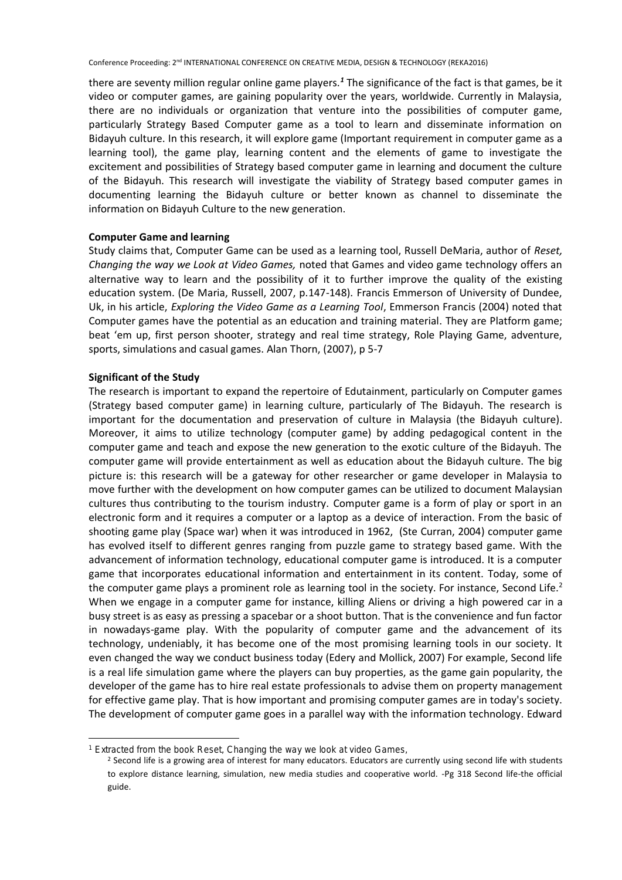there are seventy million regular online game players.[1] The significance of the fact is that games, be it video or computer games, are gaining popularity over the years, worldwide. Currently in Malaysia, there are no individuals or organization that venture into the possibilities of computer game, particularly Strategy Based Computer game as a tool to learn and disseminate information on Bidayuh culture. In this research, it will explore game (Important requirement in computer game as a learning tool), the game play, learning content and the elements of game to investigate the excitement and possibilities of Strategy based computer game in learning and document the culture of the Bidayuh. This research will investigate the viability of Strategy based computer games in documenting learning the Bidayuh culture or better known as channel to disseminate the information on Bidayuh Culture to the new generation.

**Computer Game and learning**

Study claims that, Computer Game can be used as a learning tool, Russell DeMaria, author of *Reset, Changing the way we Look at Video Games,* noted that Games and video game technology offers an alternative way to learn and the possibility of it to further improve the quality of the existing education system. (De Maria, Russell, 2007, p.147-148). Francis Emmerson of University of Dundee, Uk, in his article, *Exploring the Video Game as a Learning Tool*, Emmerson Francis (2004) noted that Computer games have the potential as an education and training material. They are Platform game; beat 'em up, first person shooter, strategy and real time strategy, Role Playing Game, adventure, sports, simulations and casual games. Alan Thorn, (2007), p 5-7

**Significant of the Study**

The research is important to expand the repertoire of Edutainment, particularly on Computer games (Strategy based computer game) in learning culture, particularly of The Bidayuh. The research is important for the documentation and preservation of culture in Malaysia (the Bidayuh culture). Moreover, it aims to utilize technology (computer game) by adding pedagogical content in the computer game and teach and expose the new generation to the exotic culture of the Bidayuh. The computer game will provide entertainment as well as education about the Bidayuh culture. The big picture is: this research will be a gateway for other researcher or game developer in Malaysia to move further with the development on how computer games can be utilized to document Malaysian cultures thus contributing to the tourism industry. Computer game is a form of play or sport in an electronic form and it requires a computer or a laptop as a device of interaction. From the basic of shooting game play (Space war) when it was introduced in 1962, (Ste Curran, 2004) computer game has evolved itself to different genres ranging from puzzle game to strategy based game. With the advancement of information technology, educational computer game is introduced. It is a computer game that incorporates educational information and entertainment in its content. Today, some of the computer game plays a prominent role as learning tool in the society. For instance, Second Life.[2] When we engage in a computer game for instance, killing Aliens or driving a high powered car in a busy street is as easy as pressing a spacebar or a shoot button. That is the convenience and fun factor in nowadays-game play. With the popularity of computer game and the advancement of its technology, undeniably, it has become one of the most promising learning tools in our society. It even changed the way we conduct business today (Edery and Mollick, 2007) For example, Second life is a real life simulation game where the players can buy properties, as the game gain popularity, the developer of the game has to hire real estate professionals to advise them on property management for effective game play. That is how important and promising computer games are in today's society. The development of computer game goes in a parallel way with the information technology. Edward

---

[1] Extracted from the book Reset, Changing the way we look at video Games,

[2] Second life is a growing area of interest for many educators. Educators are currently using second life with students to explore distance learning, simulation, new media studies and cooperative world. -Pg 318 Second life-the official guide.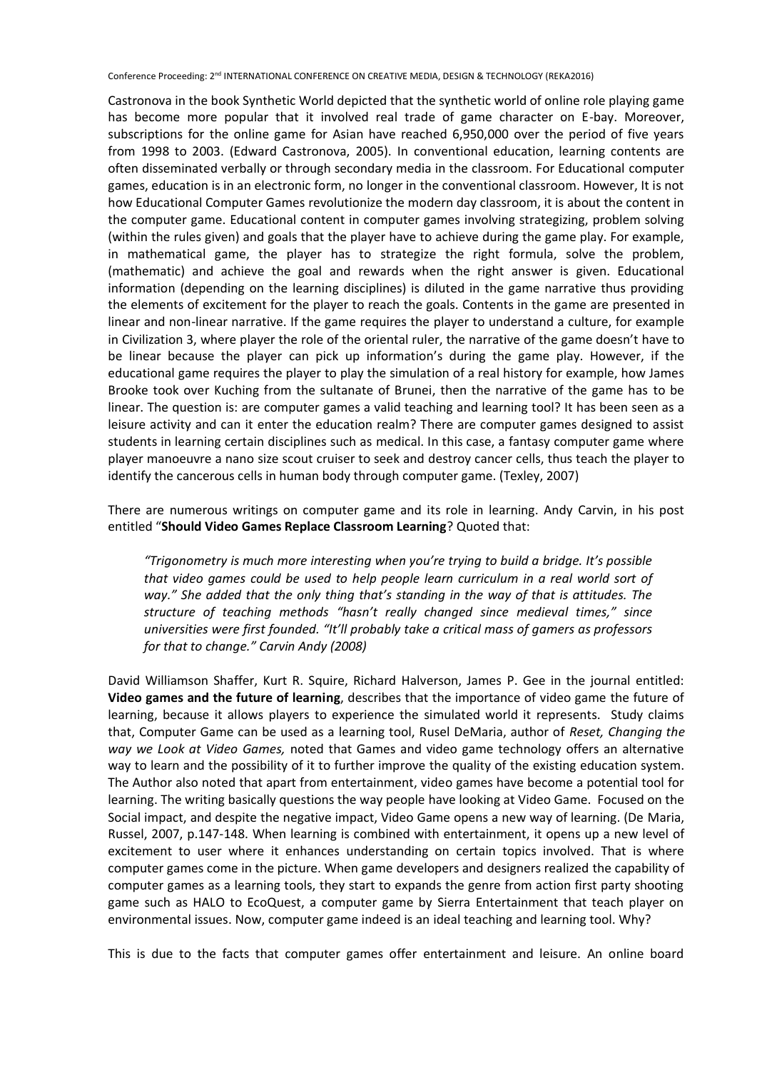Castronova in the book Synthetic World depicted that the synthetic world of online role playing game has become more popular that it involved real trade of game character on E-bay. Moreover, subscriptions for the online game for Asian have reached 6,950,000 over the period of five years from 1998 to 2003. (Edward Castronova, 2005). In conventional education, learning contents are often disseminated verbally or through secondary media in the classroom. For Educational computer games, education is in an electronic form, no longer in the conventional classroom. However, It is not how Educational Computer Games revolutionize the modern day classroom, it is about the content in the computer game. Educational content in computer games involving strategizing, problem solving (within the rules given) and goals that the player have to achieve during the game play. For example, in mathematical game, the player has to strategize the right formula, solve the problem, (mathematic) and achieve the goal and rewards when the right answer is given. Educational information (depending on the learning disciplines) is diluted in the game narrative thus providing the elements of excitement for the player to reach the goals. Contents in the game are presented in linear and non-linear narrative. If the game requires the player to understand a culture, for example in Civilization 3, where player the role of the oriental ruler, the narrative of the game doesn't have to be linear because the player can pick up information's during the game play. However, if the educational game requires the player to play the simulation of a real history for example, how James Brooke took over Kuching from the sultanate of Brunei, then the narrative of the game has to be linear. The question is: are computer games a valid teaching and learning tool? It has been seen as a leisure activity and can it enter the education realm? There are computer games designed to assist students in learning certain disciplines such as medical. In this case, a fantasy computer game where player manoeuvre a nano size scout cruiser to seek and destroy cancer cells, thus teach the player to identify the cancerous cells in human body through computer game. (Texley, 2007)

There are numerous writings on computer game and its role in learning. Andy Carvin, in his post entitled "**Should Video Games Replace Classroom Learning**? Quoted that:

> *"Trigonometry is much more interesting when you're trying to build a bridge. It's possible that video games could be used to help people learn curriculum in a real world sort of way." She added that the only thing that's standing in the way of that is attitudes. The structure of teaching methods "hasn't really changed since medieval times," since universities were first founded. "It'll probably take a critical mass of gamers as professors for that to change." Carvin Andy (2008)*

David Williamson Shaffer, Kurt R. Squire, Richard Halverson, James P. Gee in the journal entitled: **Video games and the future of learning**, describes that the importance of video game the future of learning, because it allows players to experience the simulated world it represents. Study claims that, Computer Game can be used as a learning tool, Rusel DeMaria, author of *Reset, Changing the way we Look at Video Games,* noted that Games and video game technology offers an alternative way to learn and the possibility of it to further improve the quality of the existing education system. The Author also noted that apart from entertainment, video games have become a potential tool for learning. The writing basically questions the way people have looking at Video Game. Focused on the Social impact, and despite the negative impact, Video Game opens a new way of learning. (De Maria, Russel, 2007, p.147-148. When learning is combined with entertainment, it opens up a new level of excitement to user where it enhances understanding on certain topics involved. That is where computer games come in the picture. When game developers and designers realized the capability of computer games as a learning tools, they start to expands the genre from action first party shooting game such as HALO to EcoQuest, a computer game by Sierra Entertainment that teach player on environmental issues. Now, computer game indeed is an ideal teaching and learning tool. Why?

This is due to the facts that computer games offer entertainment and leisure. An online board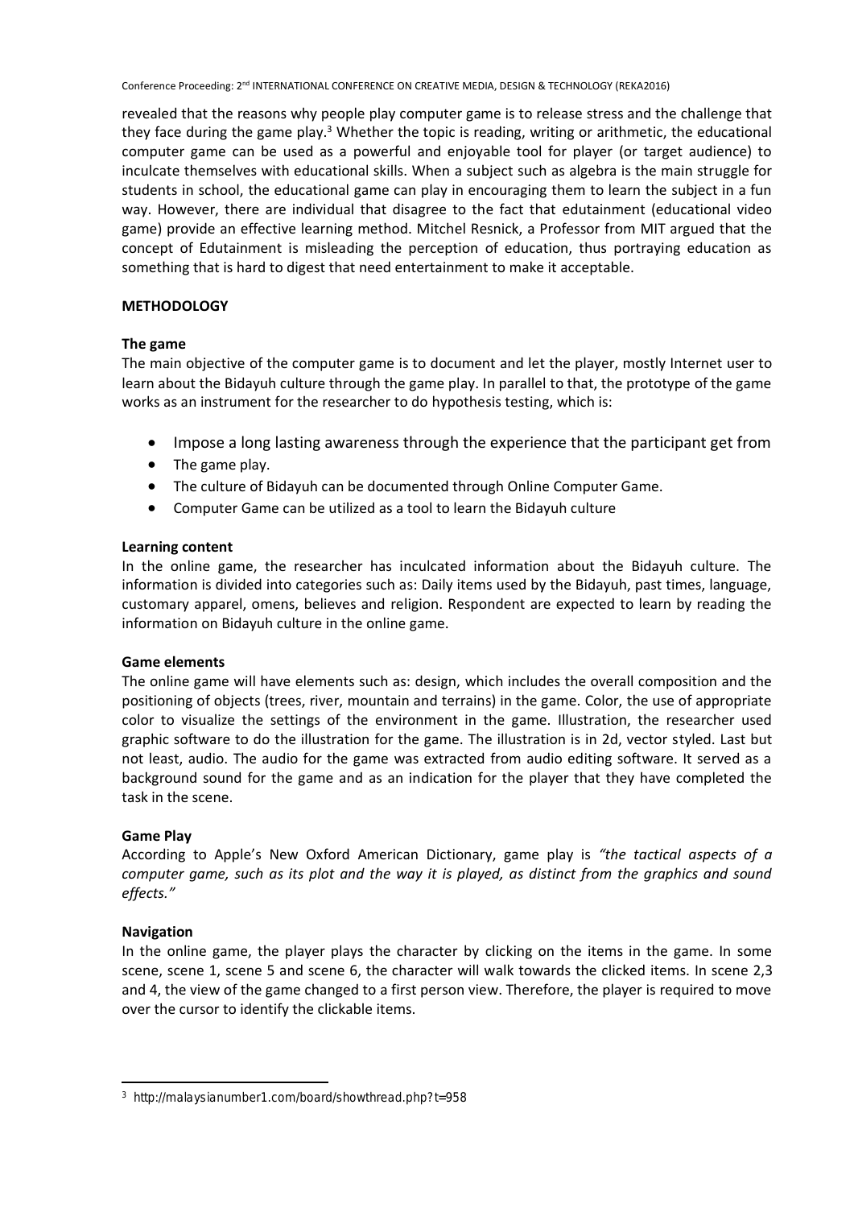revealed that the reasons why people play computer game is to release stress and the challenge that they face during the game play.[3] Whether the topic is reading, writing or arithmetic, the educational computer game can be used as a powerful and enjoyable tool for player (or target audience) to inculcate themselves with educational skills. When a subject such as algebra is the main struggle for students in school, the educational game can play in encouraging them to learn the subject in a fun way. However, there are individual that disagree to the fact that edutainment (educational video game) provide an effective learning method. Mitchel Resnick, a Professor from MIT argued that the concept of Edutainment is misleading the perception of education, thus portraying education as something that is hard to digest that need entertainment to make it acceptable.

## METHODOLOGY

### The game

The main objective of the computer game is to document and let the player, mostly Internet user to learn about the Bidayuh culture through the game play. In parallel to that, the prototype of the game works as an instrument for the researcher to do hypothesis testing, which is:

- Impose a long lasting awareness through the experience that the participant get from
- The game play.
- The culture of Bidayuh can be documented through Online Computer Game.
- Computer Game can be utilized as a tool to learn the Bidayuh culture

### Learning content

In the online game, the researcher has inculcated information about the Bidayuh culture. The information is divided into categories such as: Daily items used by the Bidayuh, past times, language, customary apparel, omens, believes and religion. Respondent are expected to learn by reading the information on Bidayuh culture in the online game.

### Game elements

The online game will have elements such as: design, which includes the overall composition and the positioning of objects (trees, river, mountain and terrains) in the game. Color, the use of appropriate color to visualize the settings of the environment in the game. Illustration, the researcher used graphic software to do the illustration for the game. The illustration is in 2d, vector styled. Last but not least, audio. The audio for the game was extracted from audio editing software. It served as a background sound for the game and as an indication for the player that they have completed the task in the scene.

### Game Play

According to Apple's New Oxford American Dictionary, game play is *"the tactical aspects of a computer game, such as its plot and the way it is played, as distinct from the graphics and sound effects."*

### Navigation

In the online game, the player plays the character by clicking on the items in the game. In some scene, scene 1, scene 5 and scene 6, the character will walk towards the clicked items. In scene 2,3 and 4, the view of the game changed to a first person view. Therefore, the player is required to move over the cursor to identify the clickable items.

---

[3] http://malaysianumber1.com/board/showthread.php?t=958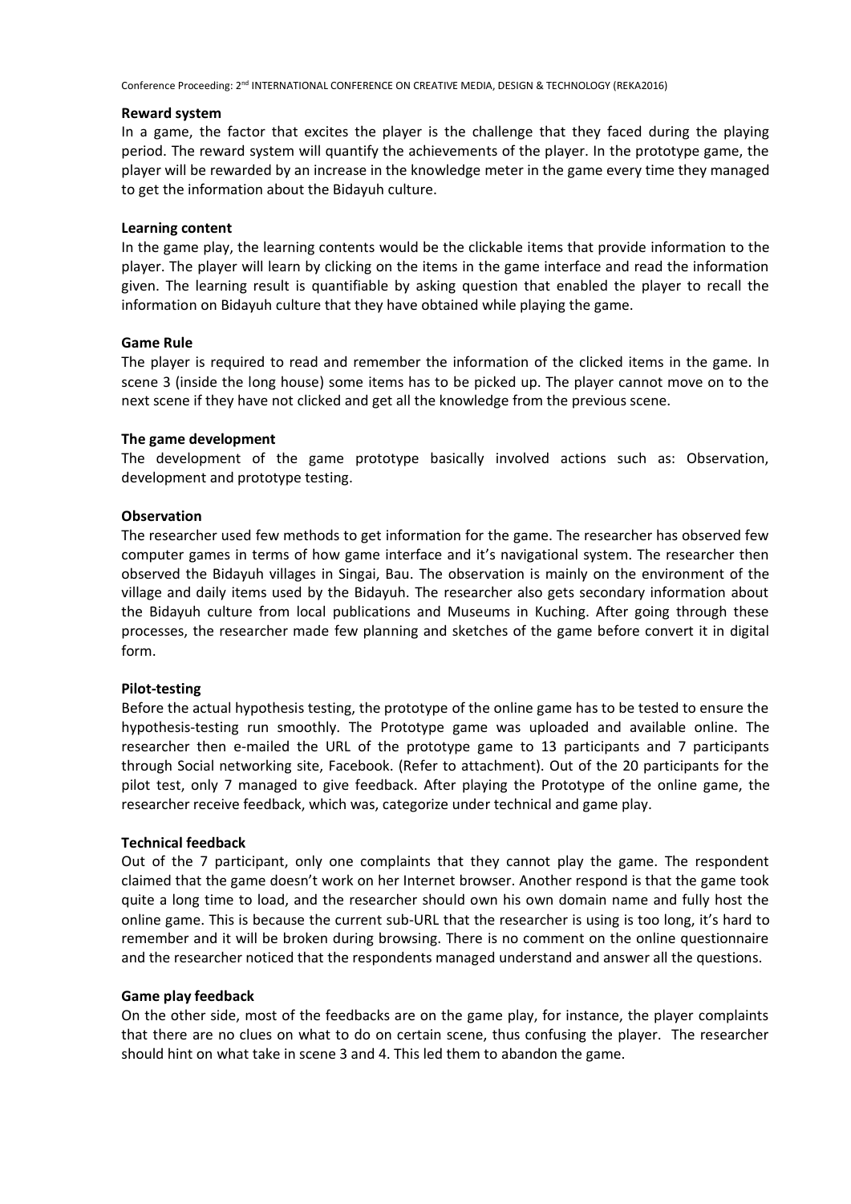**Reward system**

In a game, the factor that excites the player is the challenge that they faced during the playing period. The reward system will quantify the achievements of the player. In the prototype game, the player will be rewarded by an increase in the knowledge meter in the game every time they managed to get the information about the Bidayuh culture.

**Learning content**

In the game play, the learning contents would be the clickable items that provide information to the player. The player will learn by clicking on the items in the game interface and read the information given. The learning result is quantifiable by asking question that enabled the player to recall the information on Bidayuh culture that they have obtained while playing the game.

**Game Rule**

The player is required to read and remember the information of the clicked items in the game. In scene 3 (inside the long house) some items has to be picked up. The player cannot move on to the next scene if they have not clicked and get all the knowledge from the previous scene.

**The game development**

The development of the game prototype basically involved actions such as: Observation, development and prototype testing.

**Observation**

The researcher used few methods to get information for the game. The researcher has observed few computer games in terms of how game interface and it's navigational system. The researcher then observed the Bidayuh villages in Singai, Bau. The observation is mainly on the environment of the village and daily items used by the Bidayuh. The researcher also gets secondary information about the Bidayuh culture from local publications and Museums in Kuching. After going through these processes, the researcher made few planning and sketches of the game before convert it in digital form.

**Pilot-testing**

Before the actual hypothesis testing, the prototype of the online game has to be tested to ensure the hypothesis-testing run smoothly. The Prototype game was uploaded and available online. The researcher then e-mailed the URL of the prototype game to 13 participants and 7 participants through Social networking site, Facebook. (Refer to attachment). Out of the 20 participants for the pilot test, only 7 managed to give feedback. After playing the Prototype of the online game, the researcher receive feedback, which was, categorize under technical and game play.

**Technical feedback**

Out of the 7 participant, only one complaints that they cannot play the game. The respondent claimed that the game doesn't work on her Internet browser. Another respond is that the game took quite a long time to load, and the researcher should own his own domain name and fully host the online game. This is because the current sub-URL that the researcher is using is too long, it's hard to remember and it will be broken during browsing. There is no comment on the online questionnaire and the researcher noticed that the respondents managed understand and answer all the questions.

**Game play feedback**

On the other side, most of the feedbacks are on the game play, for instance, the player complaints that there are no clues on what to do on certain scene, thus confusing the player. The researcher should hint on what take in scene 3 and 4. This led them to abandon the game.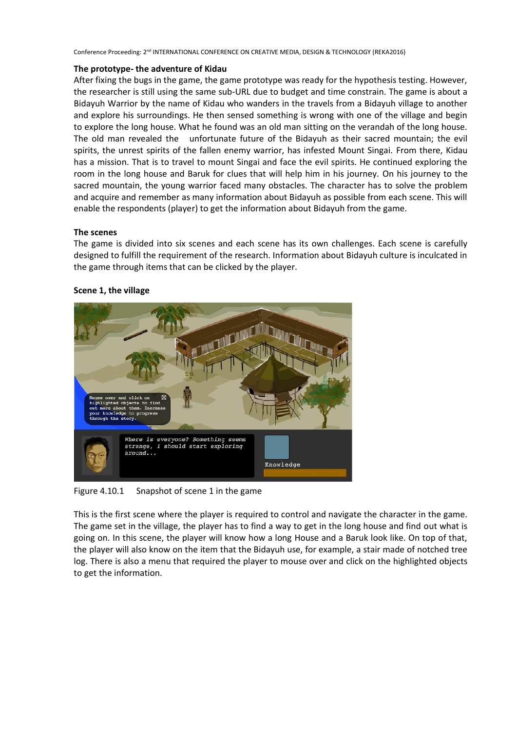**The prototype- the adventure of Kidau**

After fixing the bugs in the game, the game prototype was ready for the hypothesis testing. However, the researcher is still using the same sub-URL due to budget and time constrain. The game is about a Bidayuh Warrior by the name of Kidau who wanders in the travels from a Bidayuh village to another and explore his surroundings. He then sensed something is wrong with one of the village and begin to explore the long house. What he found was an old man sitting on the verandah of the long house. The old man revealed the unfortunate future of the Bidayuh as their sacred mountain; the evil spirits, the unrest spirits of the fallen enemy warrior, has infested Mount Singai. From there, Kidau has a mission. That is to travel to mount Singai and face the evil spirits. He continued exploring the room in the long house and Baruk for clues that will help him in his journey. On his journey to the sacred mountain, the young warrior faced many obstacles. The character has to solve the problem and acquire and remember as many information about Bidayuh as possible from each scene. This will enable the respondents (player) to get the information about Bidayuh from the game.

**The scenes**

The game is divided into six scenes and each scene has its own challenges. Each scene is carefully designed to fulfill the requirement of the research. Information about Bidayuh culture is inculcated in the game through items that can be clicked by the player.

**Scene 1, the village**

Figure 4.10.1 Snapshot of scene 1 in the game

This is the first scene where the player is required to control and navigate the character in the game. The game set in the village, the player has to find a way to get in the long house and find out what is going on. In this scene, the player will know how a long House and a Baruk look like. On top of that, the player will also know on the item that the Bidayuh use, for example, a stair made of notched tree log. There is also a menu that required the player to mouse over and click on the highlighted objects to get the information.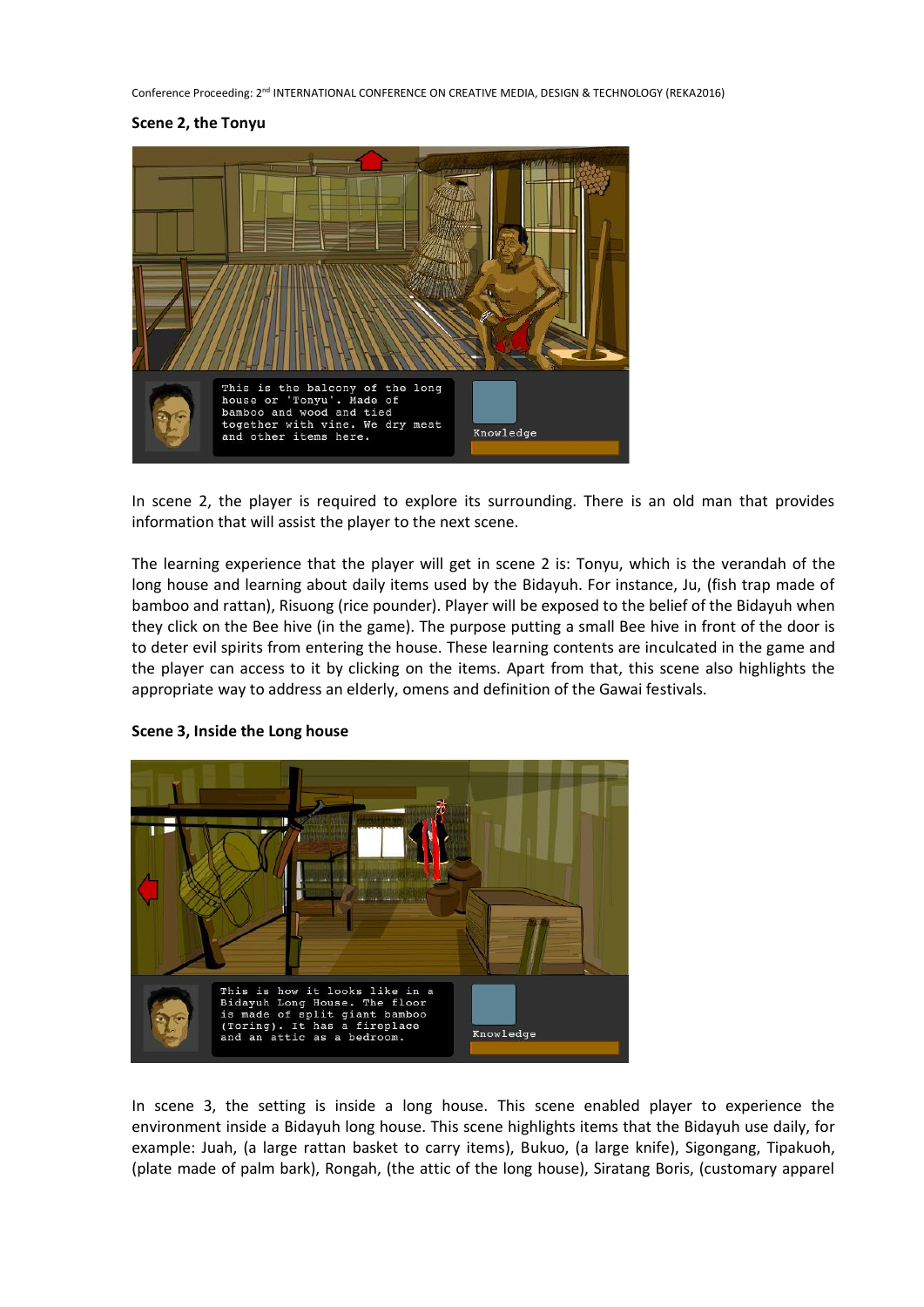**Scene 2, the Tonyu**

In scene 2, the player is required to explore its surrounding. There is an old man that provides information that will assist the player to the next scene.

The learning experience that the player will get in scene 2 is: Tonyu, which is the verandah of the long house and learning about daily items used by the Bidayuh. For instance, Ju, (fish trap made of bamboo and rattan), Risuong (rice pounder). Player will be exposed to the belief of the Bidayuh when they click on the Bee hive (in the game). The purpose putting a small Bee hive in front of the door is to deter evil spirits from entering the house. These learning contents are inculcated in the game and the player can access to it by clicking on the items. Apart from that, this scene also highlights the appropriate way to address an elderly, omens and definition of the Gawai festivals.

**Scene 3, Inside the Long house**

In scene 3, the setting is inside a long house. This scene enabled player to experience the environment inside a Bidayuh long house. This scene highlights items that the Bidayuh use daily, for example: Juah, (a large rattan basket to carry items), Bukuo, (a large knife), Sigongang, Tipakuoh, (plate made of palm bark), Rongah, (the attic of the long house), Siratang Boris, (customary apparel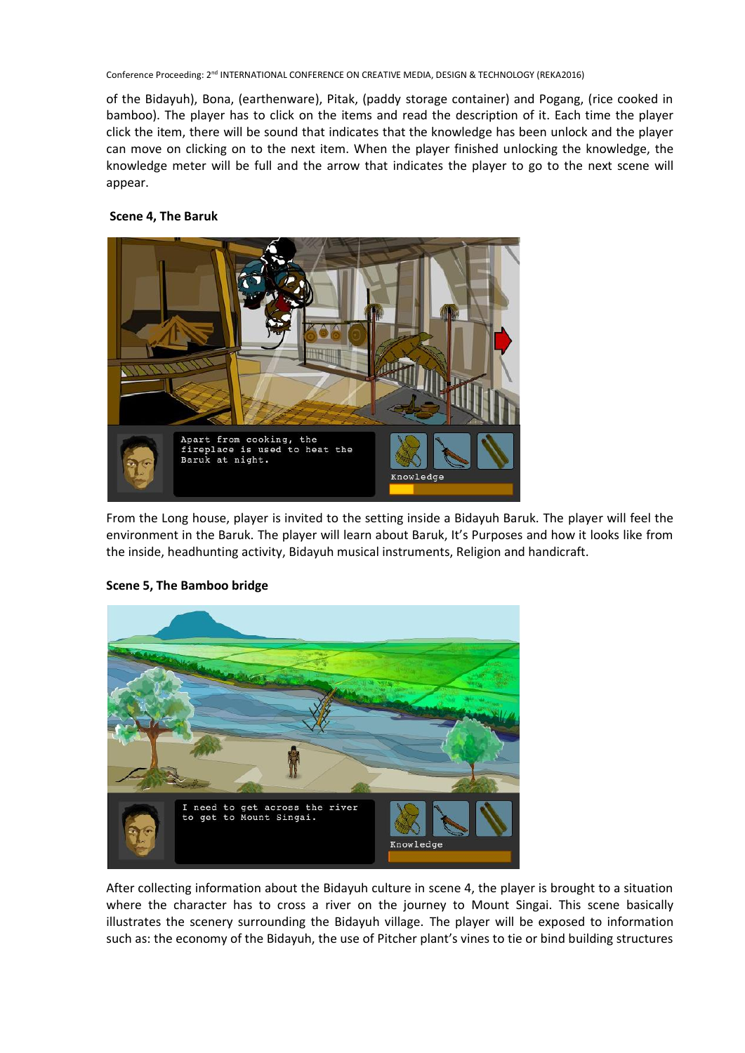of the Bidayuh), Bona, (earthenware), Pitak, (paddy storage container) and Pogang, (rice cooked in bamboo). The player has to click on the items and read the description of it. Each time the player click the item, there will be sound that indicates that the knowledge has been unlock and the player can move on clicking on to the next item. When the player finished unlocking the knowledge, the knowledge meter will be full and the arrow that indicates the player to go to the next scene will appear.

**Scene 4, The Baruk**

From the Long house, player is invited to the setting inside a Bidayuh Baruk. The player will feel the environment in the Baruk. The player will learn about Baruk, It's Purposes and how it looks like from the inside, headhunting activity, Bidayuh musical instruments, Religion and handicraft.

**Scene 5, The Bamboo bridge**

After collecting information about the Bidayuh culture in scene 4, the player is brought to a situation where the character has to cross a river on the journey to Mount Singai. This scene basically illustrates the scenery surrounding the Bidayuh village. The player will be exposed to information such as: the economy of the Bidayuh, the use of Pitcher plant's vines to tie or bind building structures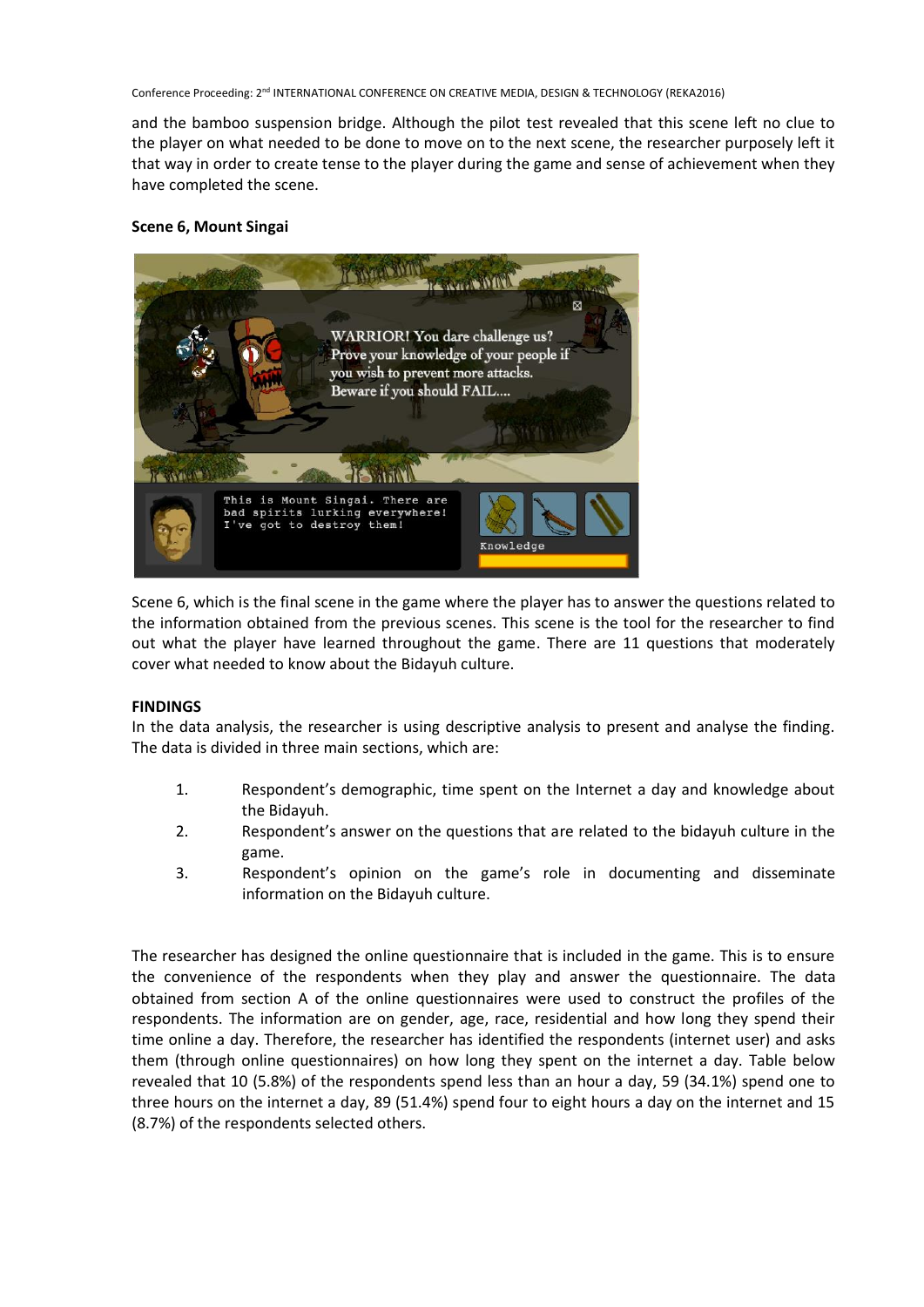and the bamboo suspension bridge. Although the pilot test revealed that this scene left no clue to the player on what needed to be done to move on to the next scene, the researcher purposely left it that way in order to create tense to the player during the game and sense of achievement when they have completed the scene.

**Scene 6, Mount Singai**

Scene 6, which is the final scene in the game where the player has to answer the questions related to the information obtained from the previous scenes. This scene is the tool for the researcher to find out what the player have learned throughout the game. There are 11 questions that moderately cover what needed to know about the Bidayuh culture.

**FINDINGS**

In the data analysis, the researcher is using descriptive analysis to present and analyse the finding. The data is divided in three main sections, which are:

1. Respondent's demographic, time spent on the Internet a day and knowledge about the Bidayuh.
2. Respondent's answer on the questions that are related to the bidayuh culture in the game.
3. Respondent's opinion on the game's role in documenting and disseminate information on the Bidayuh culture.

The researcher has designed the online questionnaire that is included in the game. This is to ensure the convenience of the respondents when they play and answer the questionnaire. The data obtained from section A of the online questionnaires were used to construct the profiles of the respondents. The information are on gender, age, race, residential and how long they spend their time online a day. Therefore, the researcher has identified the respondents (internet user) and asks them (through online questionnaires) on how long they spent on the internet a day. Table below revealed that 10 (5.8%) of the respondents spend less than an hour a day, 59 (34.1%) spend one to three hours on the internet a day, 89 (51.4%) spend four to eight hours a day on the internet and 15 (8.7%) of the respondents selected others.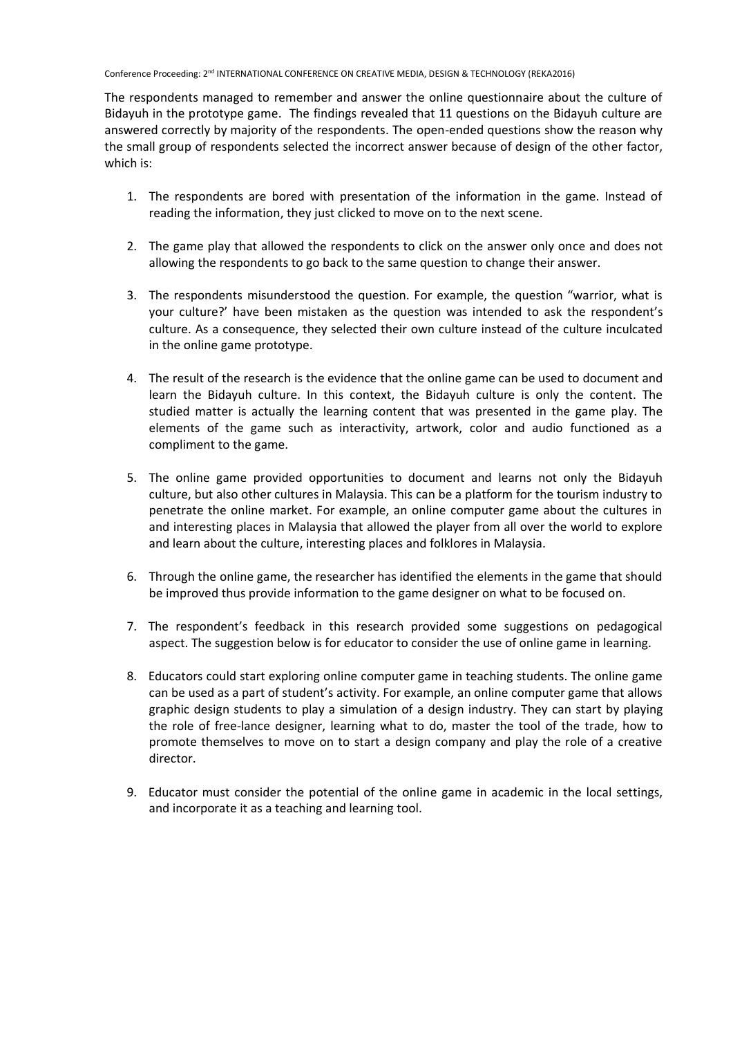The respondents managed to remember and answer the online questionnaire about the culture of Bidayuh in the prototype game. The findings revealed that 11 questions on the Bidayuh culture are answered correctly by majority of the respondents. The open-ended questions show the reason why the small group of respondents selected the incorrect answer because of design of the other factor, which is:

1. The respondents are bored with presentation of the information in the game. Instead of reading the information, they just clicked to move on to the next scene.

2. The game play that allowed the respondents to click on the answer only once and does not allowing the respondents to go back to the same question to change their answer.

3. The respondents misunderstood the question. For example, the question "warrior, what is your culture?' have been mistaken as the question was intended to ask the respondent's culture. As a consequence, they selected their own culture instead of the culture inculcated in the online game prototype.

4. The result of the research is the evidence that the online game can be used to document and learn the Bidayuh culture. In this context, the Bidayuh culture is only the content. The studied matter is actually the learning content that was presented in the game play. The elements of the game such as interactivity, artwork, color and audio functioned as a compliment to the game.

5. The online game provided opportunities to document and learns not only the Bidayuh culture, but also other cultures in Malaysia. This can be a platform for the tourism industry to penetrate the online market. For example, an online computer game about the cultures in and interesting places in Malaysia that allowed the player from all over the world to explore and learn about the culture, interesting places and folklores in Malaysia.

6. Through the online game, the researcher has identified the elements in the game that should be improved thus provide information to the game designer on what to be focused on.

7. The respondent's feedback in this research provided some suggestions on pedagogical aspect. The suggestion below is for educator to consider the use of online game in learning.

8. Educators could start exploring online computer game in teaching students. The online game can be used as a part of student's activity. For example, an online computer game that allows graphic design students to play a simulation of a design industry. They can start by playing the role of free-lance designer, learning what to do, master the tool of the trade, how to promote themselves to move on to start a design company and play the role of a creative director.

9. Educator must consider the potential of the online game in academic in the local settings, and incorporate it as a teaching and learning tool.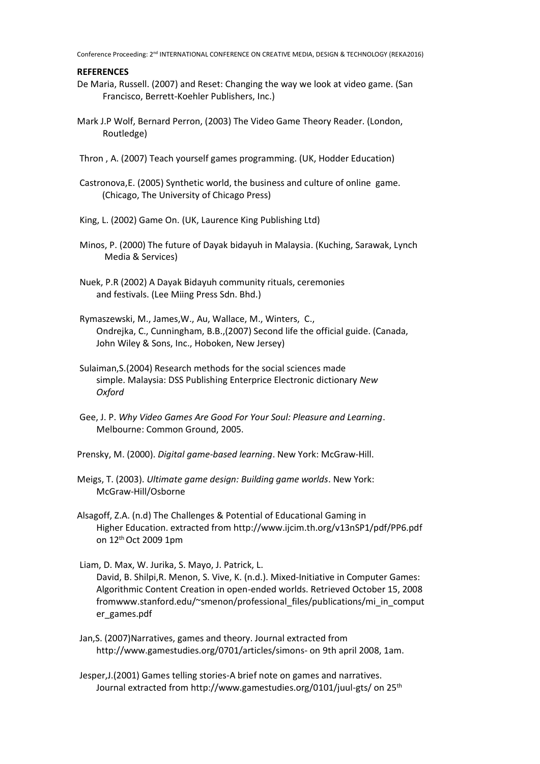**REFERENCES**

De Maria, Russell. (2007) and Reset: Changing the way we look at video game. (San Francisco, Berrett-Koehler Publishers, Inc.)

Mark J.P Wolf, Bernard Perron, (2003) The Video Game Theory Reader. (London, Routledge)

Thron , A. (2007) Teach yourself games programming. (UK, Hodder Education)

Castronova,E. (2005) Synthetic world, the business and culture of online game. (Chicago, The University of Chicago Press)

King, L. (2002) Game On. (UK, Laurence King Publishing Ltd)

Minos, P. (2000) The future of Dayak bidayuh in Malaysia. (Kuching, Sarawak, Lynch Media & Services)

Nuek, P.R (2002) A Dayak Bidayuh community rituals, ceremonies and festivals. (Lee Miing Press Sdn. Bhd.)

Rymaszewski, M., James,W., Au, Wallace, M., Winters, C., Ondrejka, C., Cunningham, B.B.,(2007) Second life the official guide. (Canada, John Wiley & Sons, Inc., Hoboken, New Jersey)

Sulaiman,S.(2004) Research methods for the social sciences made simple. Malaysia: DSS Publishing Enterprice Electronic dictionary *New Oxford*

Gee, J. P. *Why Video Games Are Good For Your Soul: Pleasure and Learning*. Melbourne: Common Ground, 2005.

Prensky, M. (2000). *Digital game-based learning*. New York: McGraw-Hill.

Meigs, T. (2003). *Ultimate game design: Building game worlds*. New York: McGraw-Hill/Osborne

Alsagoff, Z.A. (n.d) The Challenges & Potential of Educational Gaming in Higher Education. extracted from http://www.ijcim.th.org/v13nSP1/pdf/PP6.pdf on 12th Oct 2009 1pm

Liam, D. Max, W. Jurika, S. Mayo, J. Patrick, L. David, B. Shilpi,R. Menon, S. Vive, K. (n.d.). Mixed-Initiative in Computer Games: Algorithmic Content Creation in open-ended worlds. Retrieved October 15, 2008 fromwww.stanford.edu/~smenon/professional_files/publications/mi_in_computer_games.pdf

Jan,S. (2007)Narratives, games and theory. Journal extracted from http://www.gamestudies.org/0701/articles/simons- on 9th april 2008, 1am.

Jesper,J.(2001) Games telling stories-A brief note on games and narratives. Journal extracted from http://www.gamestudies.org/0101/juul-gts/ on 25th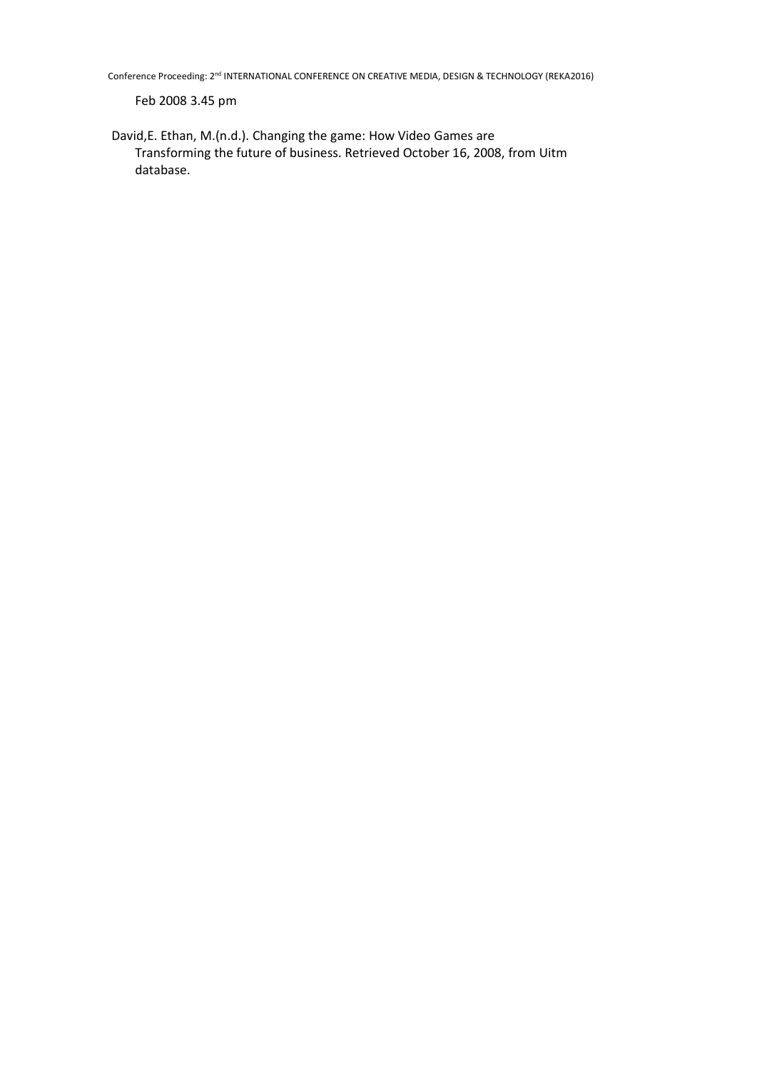Feb 2008 3.45 pm

David,E. Ethan, M.(n.d.). Changing the game: How Video Games are Transforming the future of business. Retrieved October 16, 2008, from Uitm database.